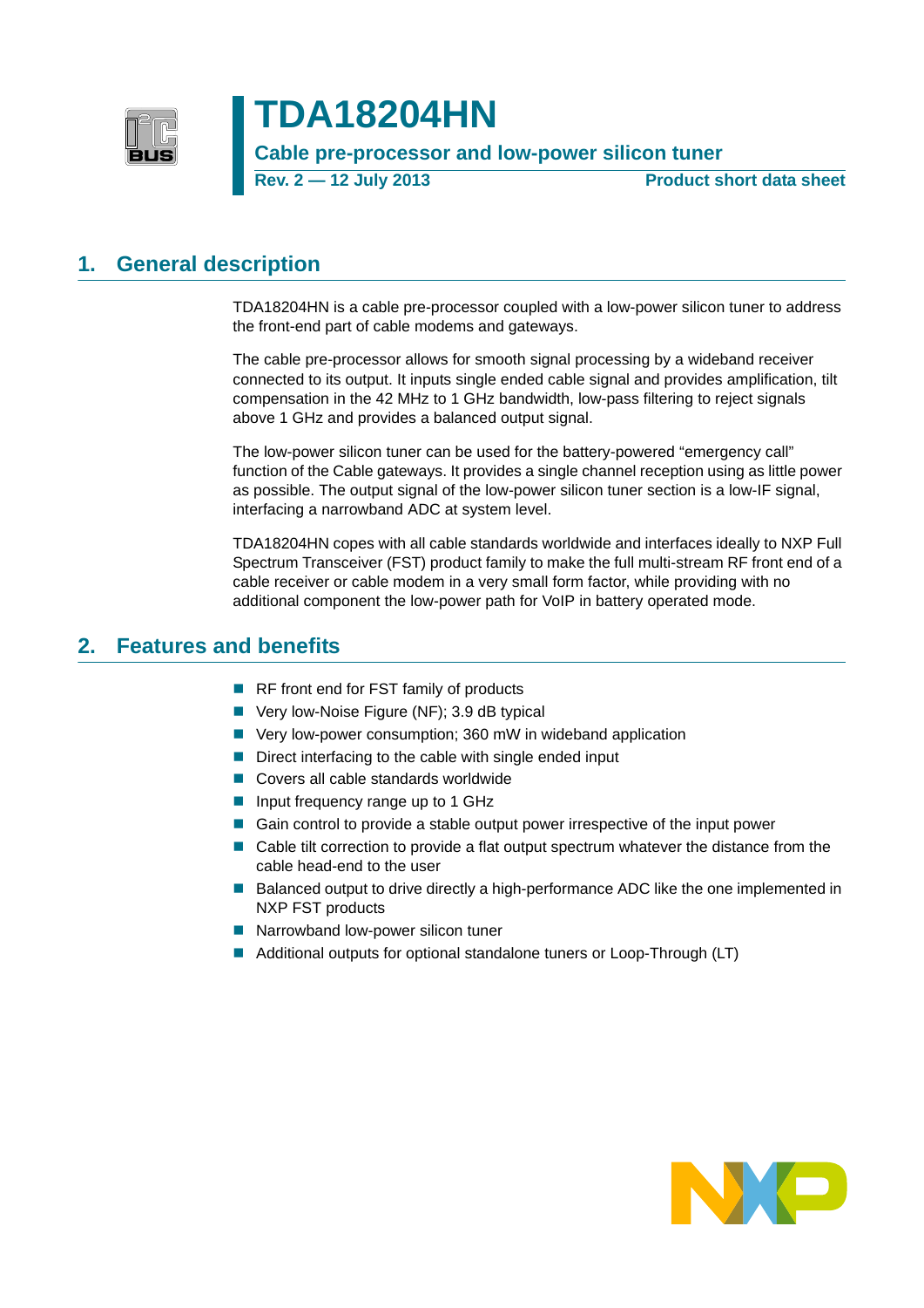# TDA18204HN

**Cable pre-processor and low-power silicon tuner**

**Rev. 2 — 12 July 2013** **Product short data sheet**

## 1. General description

TDA18204HN is a cable pre-processor coupled with a low-power silicon tuner to address the front-end part of cable modems and gateways.

The cable pre-processor allows for smooth signal processing by a wideband receiver connected to its output. It inputs single ended cable signal and provides amplification, tilt compensation in the 42 MHz to 1 GHz bandwidth, low-pass filtering to reject signals above 1 GHz and provides a balanced output signal.

The low-power silicon tuner can be used for the battery-powered “emergency call” function of the Cable gateways. It provides a single channel reception using as little power as possible. The output signal of the low-power silicon tuner section is a low-IF signal, interfacing a narrowband ADC at system level.

TDA18204HN copes with all cable standards worldwide and interfaces ideally to NXP Full Spectrum Transceiver (FST) product family to make the full multi-stream RF front end of a cable receiver or cable modem in a very small form factor, while providing with no additional component the low-power path for VoIP in battery operated mode.

## 2. Features and benefits

- RF front end for FST family of products
- Very low-Noise Figure (NF); 3.9 dB typical
- Very low-power consumption; 360 mW in wideband application
- Direct interfacing to the cable with single ended input
- Covers all cable standards worldwide
- Input frequency range up to 1 GHz
- Gain control to provide a stable output power irrespective of the input power
- Cable tilt correction to provide a flat output spectrum whatever the distance from the cable head-end to the user
- Balanced output to drive directly a high-performance ADC like the one implemented in NXP FST products
- Narrowband low-power silicon tuner
- Additional outputs for optional standalone tuners or Loop-Through (LT)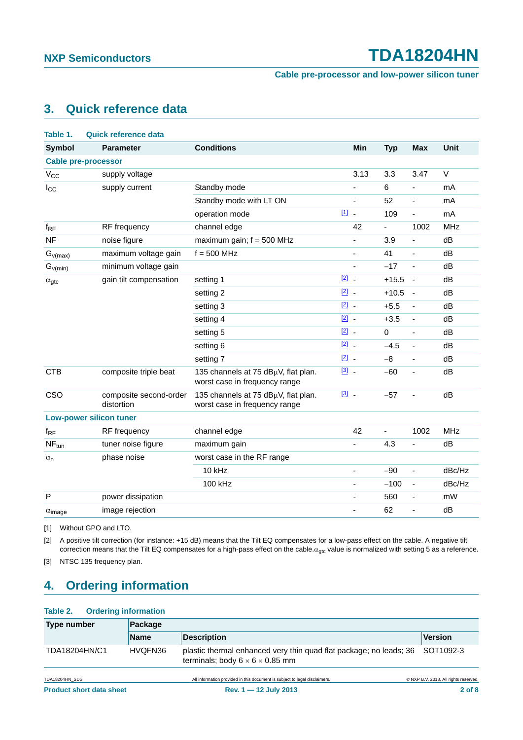## 3. Quick reference data

**Table 1. Quick reference data**

| Symbol | Parameter | Conditions | | Min | Typ | Max | Unit |
|---|---|---|---|---|---|---|---|
| **Cable pre-processor** | | | | | | | |
| $V_{CC}$ | supply voltage | | | 3.13 | 3.3 | 3.47 | V |
| $I_{CC}$ | supply current | Standby mode | | - | 6 | - | mA |
| | | Standby mode with LT ON | | - | 52 | - | mA |
| | | operation mode | [1] | - | 109 | - | mA |
| $f_{RF}$ | RF frequency | channel edge | | 42 | - | 1002 | MHz |
| NF | noise figure | maximum gain; f = 500 MHz | | - | 3.9 | - | dB |
| $G_{v(max)}$ | maximum voltage gain | f = 500 MHz | | - | 41 | - | dB |
| $G_{v(min)}$ | minimum voltage gain | | | - | −17 | - | dB |
| $\alpha_{gtc}$ | gain tilt compensation | setting 1 | [2] | - | +15.5 | - | dB |
| | | setting 2 | [2] | - | +10.5 | - | dB |
| | | setting 3 | [2] | - | +5.5 | - | dB |
| | | setting 4 | [2] | - | +3.5 | - | dB |
| | | setting 5 | [2] | - | 0 | - | dB |
| | | setting 6 | [2] | - | −4.5 | - | dB |
| | | setting 7 | [2] | - | −8 | - | dB |
| CTB | composite triple beat | 135 channels at 75 dBμV, flat plan. worst case in frequency range | [3] | - | −60 | - | dB |
| CSO | composite second-order distortion | 135 channels at 75 dBμV, flat plan. worst case in frequency range | [3] | - | −57 | - | dB |
| **Low-power silicon tuner** | | | | | | | |
| $f_{RF}$ | RF frequency | channel edge | | 42 | - | 1002 | MHz |
| $NF_{tun}$ | tuner noise figure | maximum gain | | - | 4.3 | - | dB |
| $\varphi_n$ | phase noise | worst case in the RF range | | | | | |
| | | 10 kHz | | - | −90 | - | dBc/Hz |
| | | 100 kHz | | - | −100 | - | dBc/Hz |
| P | power dissipation | | | - | 560 | - | mW |
| $\alpha_{image}$ | image rejection | | | - | 62 | - | dB |

[1] Without GPO and LTO.

[2] A positive tilt correction (for instance: +15 dB) means that the Tilt EQ compensates for a low-pass effect on the cable. A negative tilt correction means that the Tilt EQ compensates for a high-pass effect on the cable. $\alpha_{gtc}$ value is normalized with setting 5 as a reference.

[3] NTSC 135 frequency plan.

## 4. Ordering information

**Table 2. Ordering information**

| Type number | Package | | |
|---|---|---|---|
| | **Name** | **Description** | **Version** |
| TDA18204HN/C1 | HVQFN36 | plastic thermal enhanced very thin quad flat package; no leads; 36 terminals; body 6 × 6 × 0.85 mm | SOT1092-3 |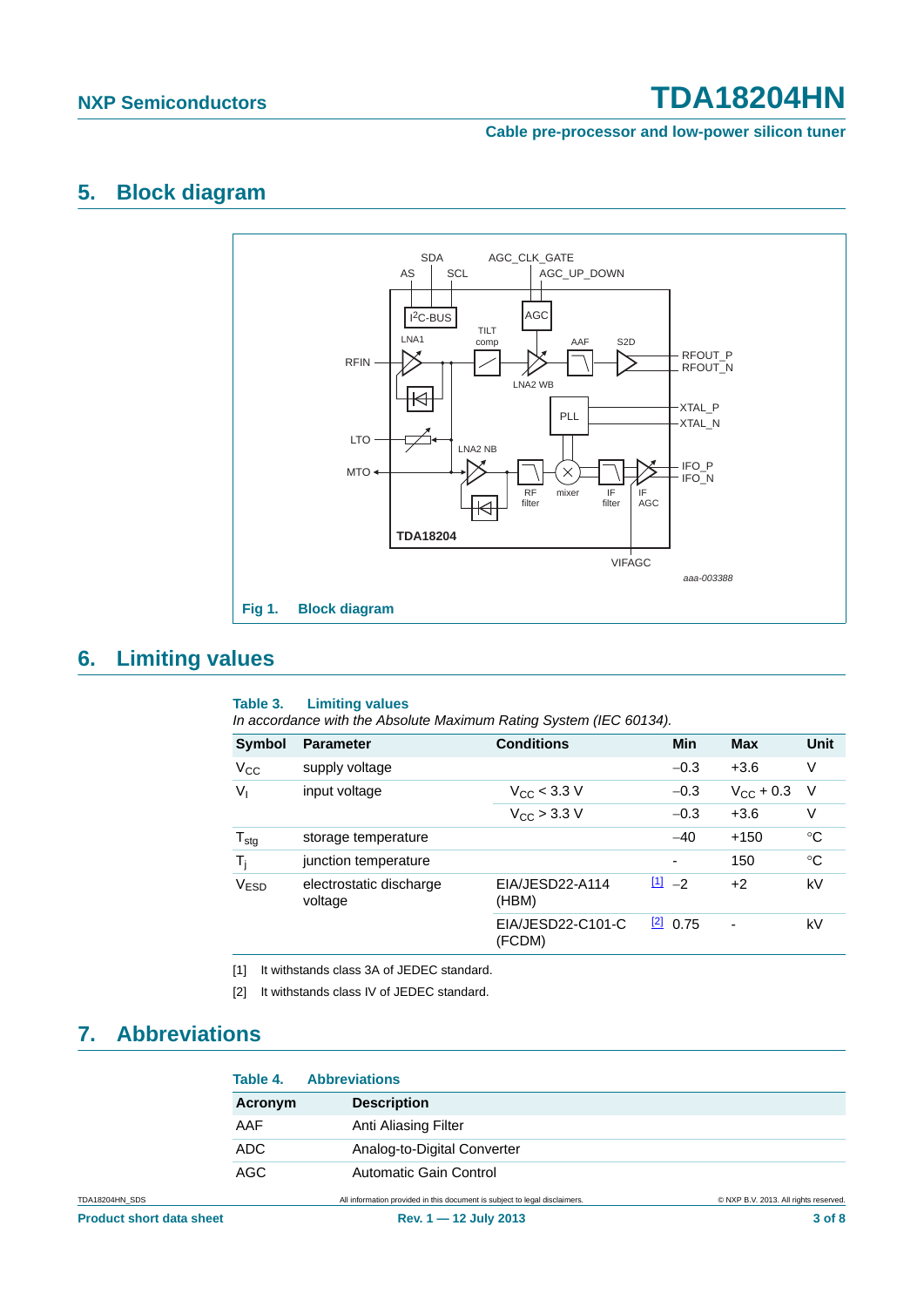## 5. Block diagram

Fig 1. Block diagram

## 6. Limiting values

**Table 3. Limiting values**

*In accordance with the Absolute Maximum Rating System (IEC 60134).*

| Symbol | Parameter | Conditions | | Min | Max | Unit |
|---|---|---|---|---|---|---|
| $V_{CC}$ | supply voltage | | | −0.3 | +3.6 | V |
| $V_I$ | input voltage | $V_{CC}$ < 3.3 V | | −0.3 | $V_{CC}$ + 0.3 | V |
| | | $V_{CC}$ > 3.3 V | | −0.3 | +3.6 | V |
| $T_{stg}$ | storage temperature | | | −40 | +150 | °C |
| $T_j$ | junction temperature | | | - | 150 | °C |
| $V_{ESD}$ | electrostatic discharge voltage | EIA/JESD22-A114 (HBM) | [1] | −2 | +2 | kV |
| | | EIA/JESD22-C101-C (FCDM) | [2] | 0.75 | - | kV |

[1] It withstands class 3A of JEDEC standard.

[2] It withstands class IV of JEDEC standard.

## 7. Abbreviations

**Table 4. Abbreviations**

| Acronym | Description |
|---|---|
| AAF | Anti Aliasing Filter |
| ADC | Analog-to-Digital Converter |
| AGC | Automatic Gain Control |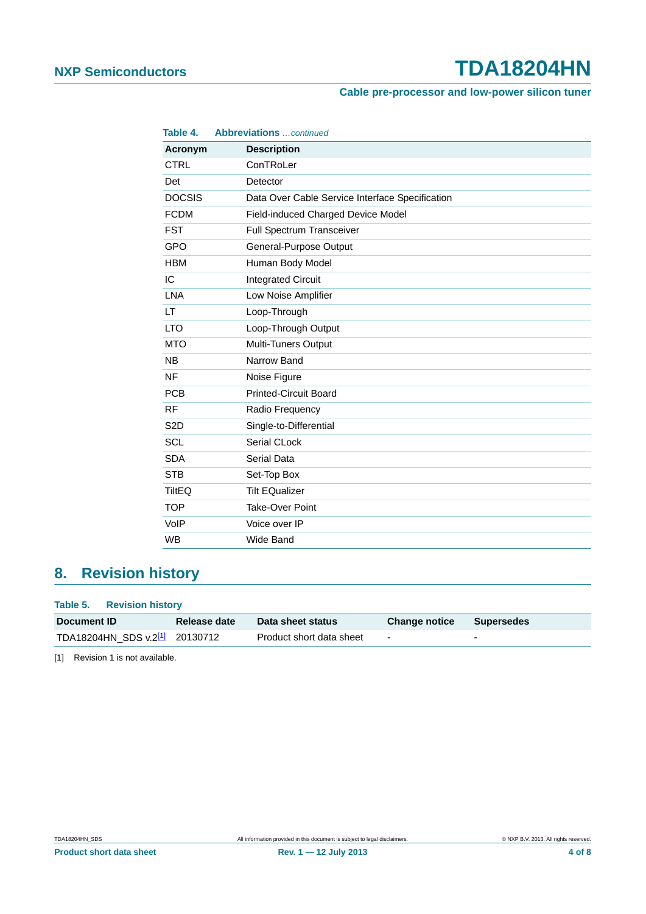Table 4. Abbreviations *…continued*

| Acronym | Description |
|---|---|
| CTRL | ConTRoLer |
| Det | Detector |
| DOCSIS | Data Over Cable Service Interface Specification |
| FCDM | Field-induced Charged Device Model |
| FST | Full Spectrum Transceiver |
| GPO | General-Purpose Output |
| HBM | Human Body Model |
| IC | Integrated Circuit |
| LNA | Low Noise Amplifier |
| LT | Loop-Through |
| LTO | Loop-Through Output |
| MTO | Multi-Tuners Output |
| NB | Narrow Band |
| NF | Noise Figure |
| PCB | Printed-Circuit Board |
| RF | Radio Frequency |
| S2D | Single-to-Differential |
| SCL | Serial CLock |
| SDA | Serial Data |
| STB | Set-Top Box |
| TiltEQ | Tilt EQualizer |
| TOP | Take-Over Point |
| VoIP | Voice over IP |
| WB | Wide Band |

# 8. Revision history

Table 5. Revision history

| Document ID | Release date | Data sheet status | Change notice | Supersedes |
|---|---|---|---|---|
| TDA18204HN_SDS v.2[1] | 20130712 | Product short data sheet | - | - |

[1] Revision 1 is not available.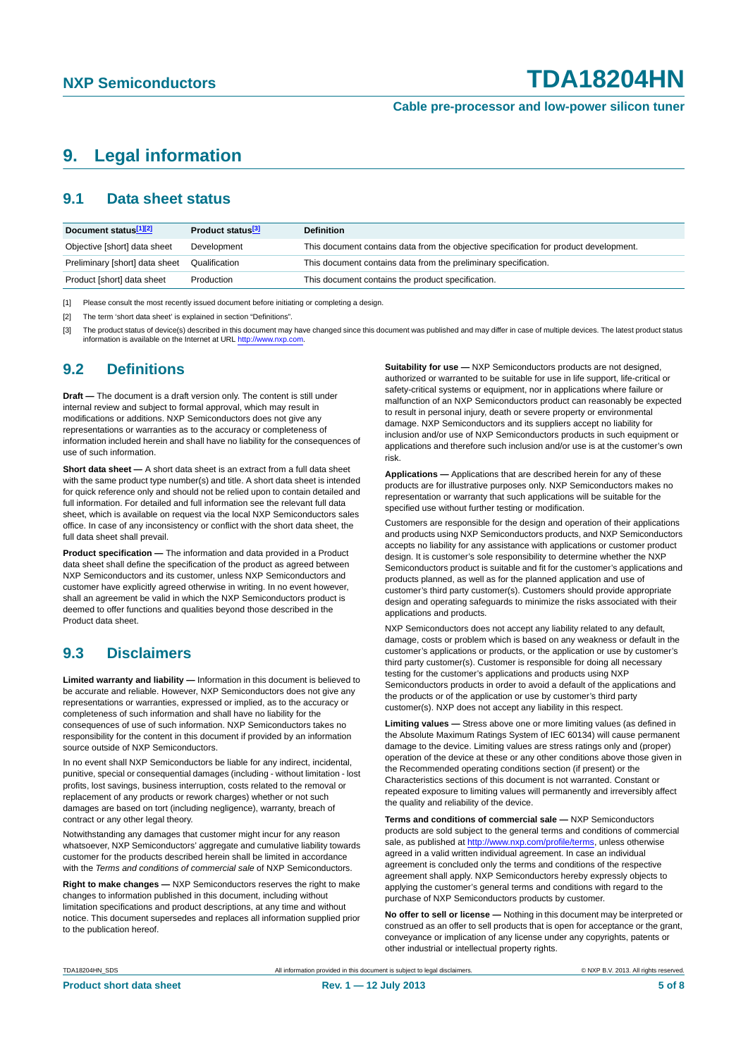# 9. Legal information

## 9.1 Data sheet status

| Document status[1][2] | Product status[3] | Definition |
|---|---|---|
| Objective [short] data sheet | Development | This document contains data from the objective specification for product development. |
| Preliminary [short] data sheet | Qualification | This document contains data from the preliminary specification. |
| Product [short] data sheet | Production | This document contains the product specification. |

[1] Please consult the most recently issued document before initiating or completing a design.

[2] The term 'short data sheet' is explained in section "Definitions".

[3] The product status of device(s) described in this document may have changed since this document was published and may differ in case of multiple devices. The latest product status information is available on the Internet at URL http://www.nxp.com.

## 9.2 Definitions

**Draft —** The document is a draft version only. The content is still under internal review and subject to formal approval, which may result in modifications or additions. NXP Semiconductors does not give any representations or warranties as to the accuracy or completeness of information included herein and shall have no liability for the consequences of use of such information.

**Short data sheet —** A short data sheet is an extract from a full data sheet with the same product type number(s) and title. A short data sheet is intended for quick reference only and should not be relied upon to contain detailed and full information. For detailed and full information see the relevant full data sheet, which is available on request via the local NXP Semiconductors sales office. In case of any inconsistency or conflict with the short data sheet, the full data sheet shall prevail.

**Product specification —** The information and data provided in a Product data sheet shall define the specification of the product as agreed between NXP Semiconductors and its customer, unless NXP Semiconductors and customer have explicitly agreed otherwise in writing. In no event however, shall an agreement be valid in which the NXP Semiconductors product is deemed to offer functions and qualities beyond those described in the Product data sheet.

## 9.3 Disclaimers

**Limited warranty and liability —** Information in this document is believed to be accurate and reliable. However, NXP Semiconductors does not give any representations or warranties, expressed or implied, as to the accuracy or completeness of such information and shall have no liability for the consequences of use of such information. NXP Semiconductors takes no responsibility for the content in this document if provided by an information source outside of NXP Semiconductors.

In no event shall NXP Semiconductors be liable for any indirect, incidental, punitive, special or consequential damages (including - without limitation - lost profits, lost savings, business interruption, costs related to the removal or replacement of any products or rework charges) whether or not such damages are based on tort (including negligence), warranty, breach of contract or any other legal theory.

Notwithstanding any damages that customer might incur for any reason whatsoever, NXP Semiconductors' aggregate and cumulative liability towards customer for the products described herein shall be limited in accordance with the *Terms and conditions of commercial sale* of NXP Semiconductors.

**Right to make changes —** NXP Semiconductors reserves the right to make changes to information published in this document, including without limitation specifications and product descriptions, at any time and without notice. This document supersedes and replaces all information supplied prior to the publication hereof.

**Suitability for use —** NXP Semiconductors products are not designed, authorized or warranted to be suitable for use in life support, life-critical or safety-critical systems or equipment, nor in applications where failure or malfunction of an NXP Semiconductors product can reasonably be expected to result in personal injury, death or severe property or environmental damage. NXP Semiconductors and its suppliers accept no liability for inclusion and/or use of NXP Semiconductors products in such equipment or applications and therefore such inclusion and/or use is at the customer's own risk.

**Applications —** Applications that are described herein for any of these products are for illustrative purposes only. NXP Semiconductors makes no representation or warranty that such applications will be suitable for the specified use without further testing or modification.

Customers are responsible for the design and operation of their applications and products using NXP Semiconductors products, and NXP Semiconductors accepts no liability for any assistance with applications or customer product design. It is customer's sole responsibility to determine whether the NXP Semiconductors product is suitable and fit for the customer's applications and products planned, as well as for the planned application and use of customer's third party customer(s). Customers should provide appropriate design and operating safeguards to minimize the risks associated with their applications and products.

NXP Semiconductors does not accept any liability related to any default, damage, costs or problem which is based on any weakness or default in the customer's applications or products, or the application or use by customer's third party customer(s). Customer is responsible for doing all necessary testing for the customer's applications and products using NXP Semiconductors products in order to avoid a default of the applications and the products or of the application or use by customer's third party customer(s). NXP does not accept any liability in this respect.

**Limiting values —** Stress above one or more limiting values (as defined in the Absolute Maximum Ratings System of IEC 60134) will cause permanent damage to the device. Limiting values are stress ratings only and (proper) operation of the device at these or any other conditions above those given in the Recommended operating conditions section (if present) or the Characteristics sections of this document is not warranted. Constant or repeated exposure to limiting values will permanently and irreversibly affect the quality and reliability of the device.

**Terms and conditions of commercial sale —** NXP Semiconductors products are sold subject to the general terms and conditions of commercial sale, as published at http://www.nxp.com/profile/terms, unless otherwise agreed in a valid written individual agreement. In case an individual agreement is concluded only the terms and conditions of the respective agreement shall apply. NXP Semiconductors hereby expressly objects to applying the customer's general terms and conditions with regard to the purchase of NXP Semiconductors products by customer.

**No offer to sell or license —** Nothing in this document may be interpreted or construed as an offer to sell products that is open for acceptance or the grant, conveyance or implication of any license under any copyrights, patents or other industrial or intellectual property rights.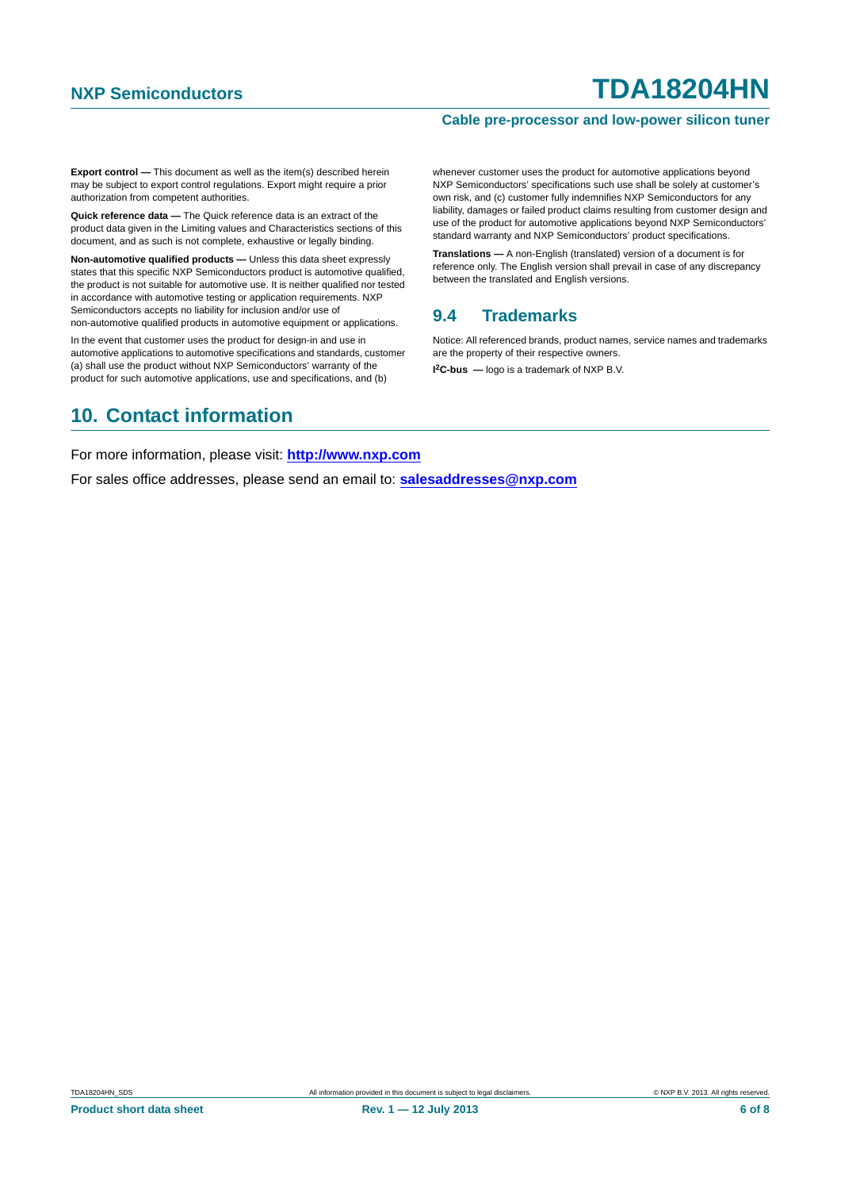**Export control —** This document as well as the item(s) described herein may be subject to export control regulations. Export might require a prior authorization from competent authorities.

**Quick reference data —** The Quick reference data is an extract of the product data given in the Limiting values and Characteristics sections of this document, and as such is not complete, exhaustive or legally binding.

**Non-automotive qualified products —** Unless this data sheet expressly states that this specific NXP Semiconductors product is automotive qualified, the product is not suitable for automotive use. It is neither qualified nor tested in accordance with automotive testing or application requirements. NXP Semiconductors accepts no liability for inclusion and/or use of non-automotive qualified products in automotive equipment or applications.

In the event that customer uses the product for design-in and use in automotive applications to automotive specifications and standards, customer (a) shall use the product without NXP Semiconductors' warranty of the product for such automotive applications, use and specifications, and (b) whenever customer uses the product for automotive applications beyond NXP Semiconductors' specifications such use shall be solely at customer's own risk, and (c) customer fully indemnifies NXP Semiconductors for any liability, damages or failed product claims resulting from customer design and use of the product for automotive applications beyond NXP Semiconductors' standard warranty and NXP Semiconductors' product specifications.

**Translations —** A non-English (translated) version of a document is for reference only. The English version shall prevail in case of any discrepancy between the translated and English versions.

### 9.4 Trademarks

Notice: All referenced brands, product names, service names and trademarks are the property of their respective owners.

**$I^2$C-bus —** logo is a trademark of NXP B.V.

## 10. Contact information

For more information, please visit: **http://www.nxp.com**

For sales office addresses, please send an email to: **salesaddresses@nxp.com**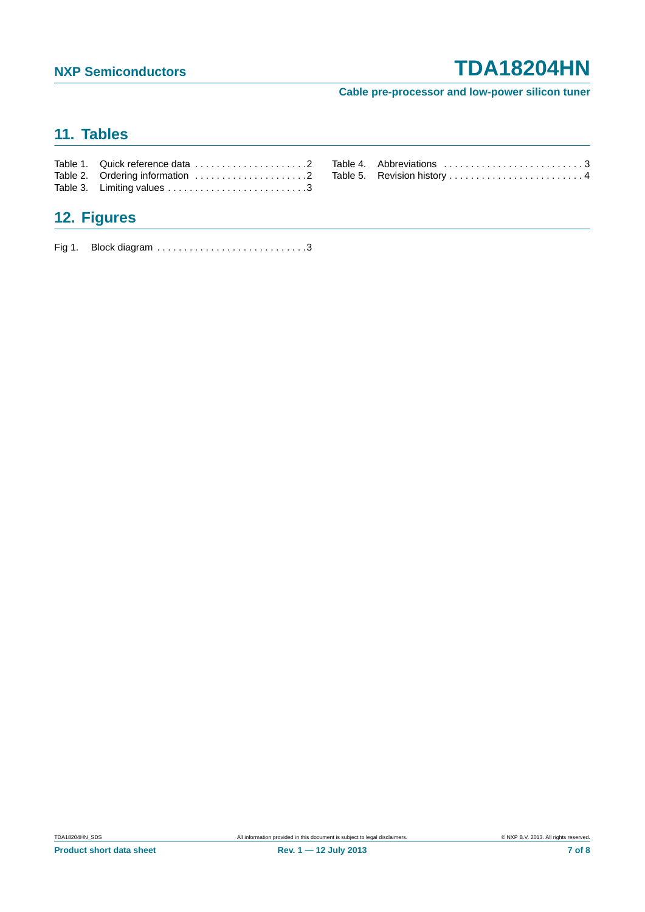## 11. Tables

Table 1. Quick reference data . . . . . . . . . . . . . . . . . . . . .2
Table 2. Ordering information . . . . . . . . . . . . . . . . . . . . .2
Table 3. Limiting values . . . . . . . . . . . . . . . . . . . . . . . . . .3
Table 4. Abbreviations . . . . . . . . . . . . . . . . . . . . . . . . . . 3
Table 5. Revision history . . . . . . . . . . . . . . . . . . . . . . . . . 4

## 12. Figures

Fig 1. Block diagram . . . . . . . . . . . . . . . . . . . . . . . . . . . .3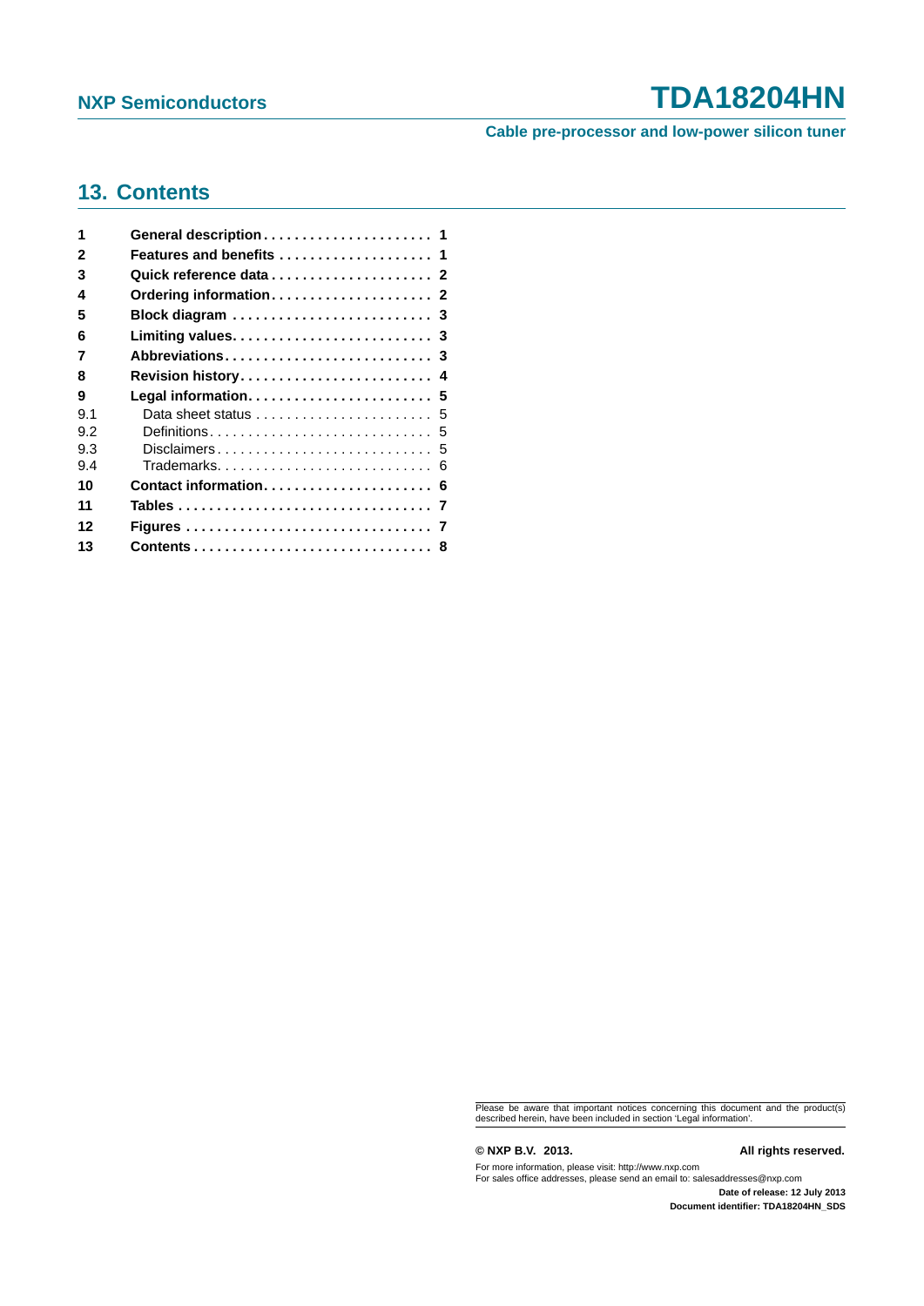## 13. Contents

| | | |
|---|---|---|
| **1** | **General description** | **1** |
| **2** | **Features and benefits** | **1** |
| **3** | **Quick reference data** | **2** |
| **4** | **Ordering information** | **2** |
| **5** | **Block diagram** | **3** |
| **6** | **Limiting values** | **3** |
| **7** | **Abbreviations** | **3** |
| **8** | **Revision history** | **4** |
| **9** | **Legal information** | **5** |
| 9.1 | Data sheet status | 5 |
| 9.2 | Definitions | 5 |
| 9.3 | Disclaimers | 5 |
| 9.4 | Trademarks | 6 |
| **10** | **Contact information** | **6** |
| **11** | **Tables** | **7** |
| **12** | **Figures** | **7** |
| **13** | **Contents** | **8** |

Please be aware that important notices concerning this document and the product(s) described herein, have been included in section 'Legal information'.

**© NXP B.V. 2013. All rights reserved.**

For more information, please visit: http://www.nxp.com
For sales office addresses, please send an email to: salesaddresses@nxp.com

**Date of release: 12 July 2013**

**Document identifier: TDA18204HN_SDS**